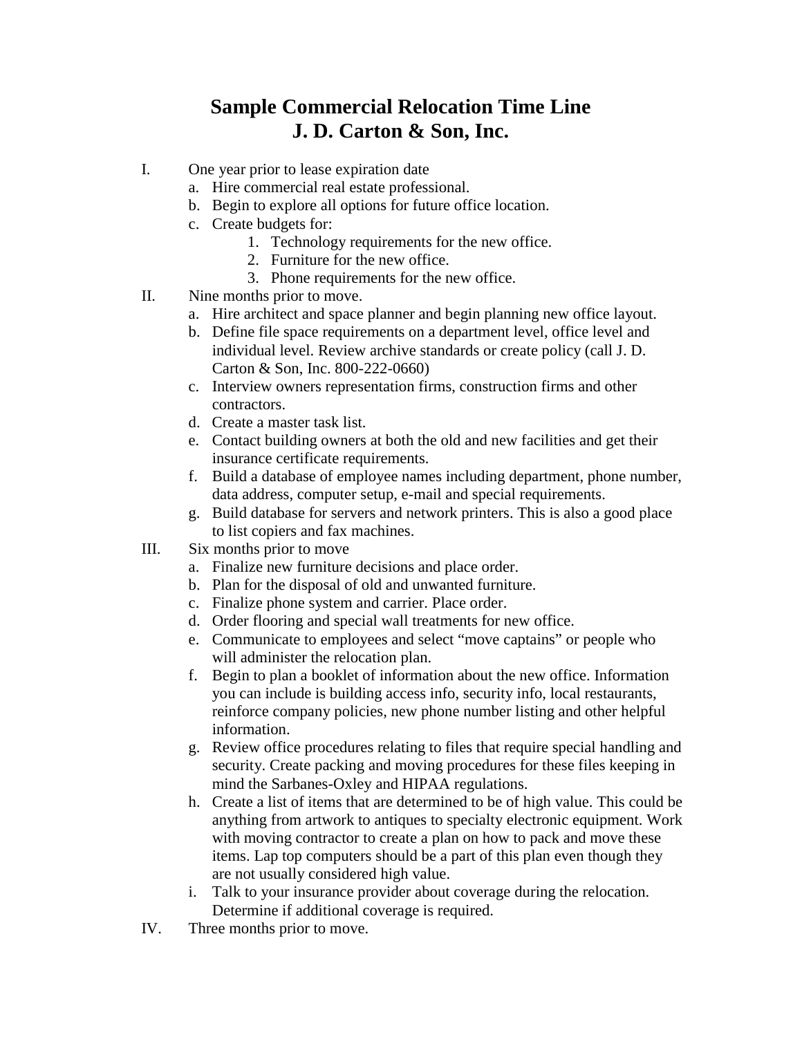# Sample Commercial Relocation Time Line
# J. D. Carton & Son, Inc.

I. One year prior to lease expiration date
   a. Hire commercial real estate professional.
   b. Begin to explore all options for future office location.
   c. Create budgets for:
      1. Technology requirements for the new office.
      2. Furniture for the new office.
      3. Phone requirements for the new office.

II. Nine months prior to move.
   a. Hire architect and space planner and begin planning new office layout.
   b. Define file space requirements on a department level, office level and individual level. Review archive standards or create policy (call J. D. Carton & Son, Inc. 800-222-0660)
   c. Interview owners representation firms, construction firms and other contractors.
   d. Create a master task list.
   e. Contact building owners at both the old and new facilities and get their insurance certificate requirements.
   f. Build a database of employee names including department, phone number, data address, computer setup, e-mail and special requirements.
   g. Build database for servers and network printers. This is also a good place to list copiers and fax machines.

III. Six months prior to move
   a. Finalize new furniture decisions and place order.
   b. Plan for the disposal of old and unwanted furniture.
   c. Finalize phone system and carrier. Place order.
   d. Order flooring and special wall treatments for new office.
   e. Communicate to employees and select "move captains" or people who will administer the relocation plan.
   f. Begin to plan a booklet of information about the new office. Information you can include is building access info, security info, local restaurants, reinforce company policies, new phone number listing and other helpful information.
   g. Review office procedures relating to files that require special handling and security. Create packing and moving procedures for these files keeping in mind the Sarbanes-Oxley and HIPAA regulations.
   h. Create a list of items that are determined to be of high value. This could be anything from artwork to antiques to specialty electronic equipment. Work with moving contractor to create a plan on how to pack and move these items. Lap top computers should be a part of this plan even though they are not usually considered high value.
   i. Talk to your insurance provider about coverage during the relocation. Determine if additional coverage is required.

IV. Three months prior to move.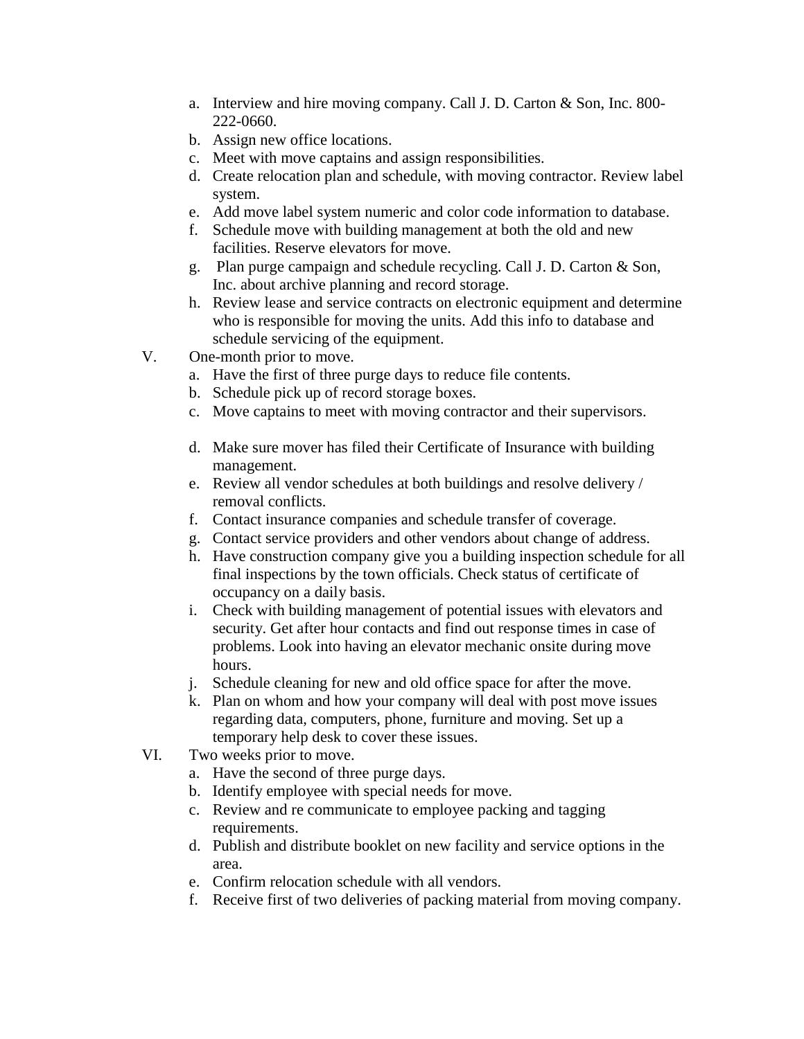a. Interview and hire moving company. Call J. D. Carton & Son, Inc. 800-222-0660.
   b. Assign new office locations.
   c. Meet with move captains and assign responsibilities.
   d. Create relocation plan and schedule, with moving contractor. Review label system.
   e. Add move label system numeric and color code information to database.
   f. Schedule move with building management at both the old and new facilities. Reserve elevators for move.
   g. Plan purge campaign and schedule recycling. Call J. D. Carton & Son, Inc. about archive planning and record storage.
   h. Review lease and service contracts on electronic equipment and determine who is responsible for moving the units. Add this info to database and schedule servicing of the equipment.

V. One-month prior to move.
   a. Have the first of three purge days to reduce file contents.
   b. Schedule pick up of record storage boxes.
   c. Move captains to meet with moving contractor and their supervisors.
   d. Make sure mover has filed their Certificate of Insurance with building management.
   e. Review all vendor schedules at both buildings and resolve delivery / removal conflicts.
   f. Contact insurance companies and schedule transfer of coverage.
   g. Contact service providers and other vendors about change of address.
   h. Have construction company give you a building inspection schedule for all final inspections by the town officials. Check status of certificate of occupancy on a daily basis.
   i. Check with building management of potential issues with elevators and security. Get after hour contacts and find out response times in case of problems. Look into having an elevator mechanic onsite during move hours.
   j. Schedule cleaning for new and old office space for after the move.
   k. Plan on whom and how your company will deal with post move issues regarding data, computers, phone, furniture and moving. Set up a temporary help desk to cover these issues.

VI. Two weeks prior to move.
   a. Have the second of three purge days.
   b. Identify employee with special needs for move.
   c. Review and re communicate to employee packing and tagging requirements.
   d. Publish and distribute booklet on new facility and service options in the area.
   e. Confirm relocation schedule with all vendors.
   f. Receive first of two deliveries of packing material from moving company.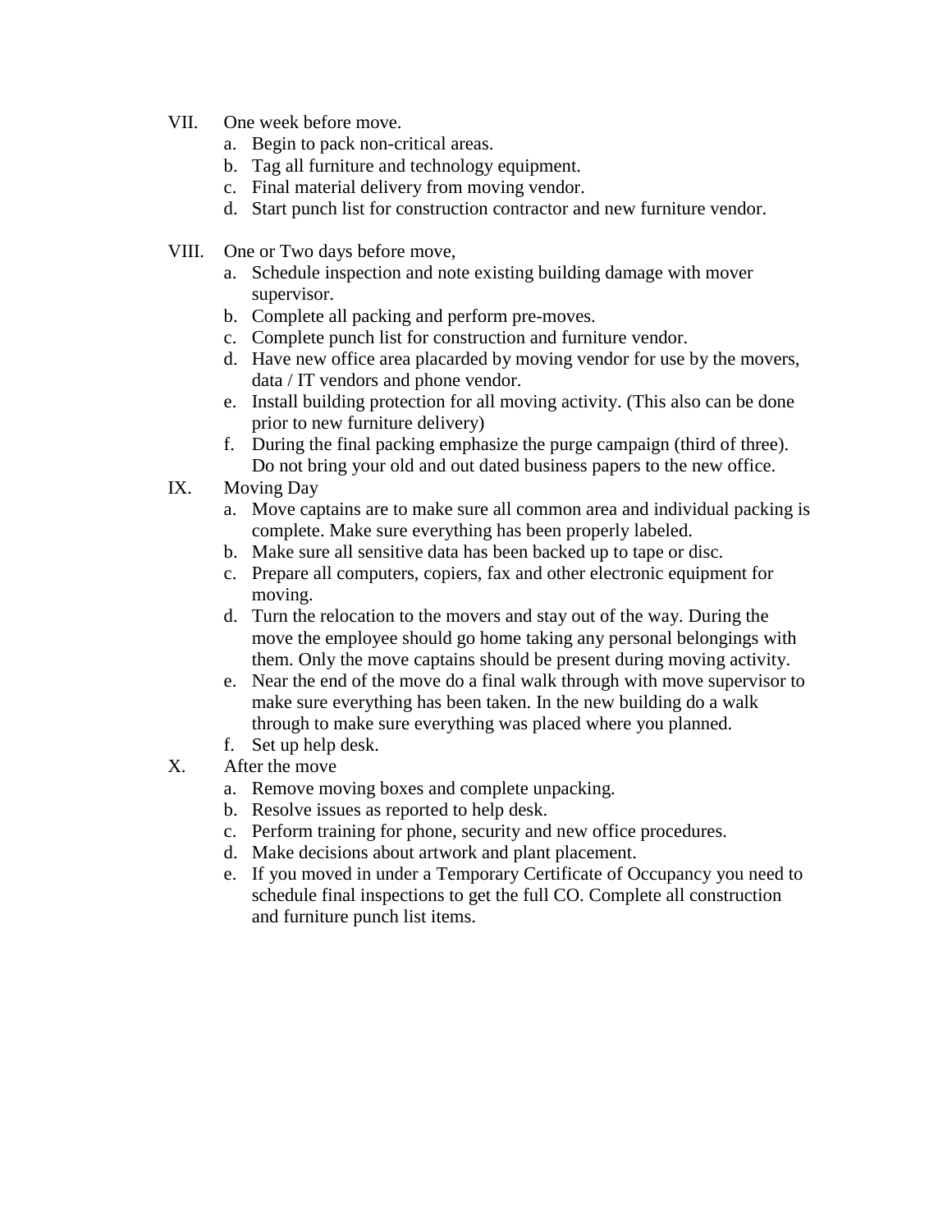VII. One week before move.

  a. Begin to pack non-critical areas.
  b. Tag all furniture and technology equipment.
  c. Final material delivery from moving vendor.
  d. Start punch list for construction contractor and new furniture vendor.

VIII. One or Two days before move,

  a. Schedule inspection and note existing building damage with mover supervisor.
  b. Complete all packing and perform pre-moves.
  c. Complete punch list for construction and furniture vendor.
  d. Have new office area placarded by moving vendor for use by the movers, data / IT vendors and phone vendor.
  e. Install building protection for all moving activity. (This also can be done prior to new furniture delivery)
  f. During the final packing emphasize the purge campaign (third of three). Do not bring your old and out dated business papers to the new office.

IX. Moving Day

  a. Move captains are to make sure all common area and individual packing is complete. Make sure everything has been properly labeled.
  b. Make sure all sensitive data has been backed up to tape or disc.
  c. Prepare all computers, copiers, fax and other electronic equipment for moving.
  d. Turn the relocation to the movers and stay out of the way. During the move the employee should go home taking any personal belongings with them. Only the move captains should be present during moving activity.
  e. Near the end of the move do a final walk through with move supervisor to make sure everything has been taken. In the new building do a walk through to make sure everything was placed where you planned.
  f. Set up help desk.

X. After the move

  a. Remove moving boxes and complete unpacking.
  b. Resolve issues as reported to help desk.
  c. Perform training for phone, security and new office procedures.
  d. Make decisions about artwork and plant placement.
  e. If you moved in under a Temporary Certificate of Occupancy you need to schedule final inspections to get the full CO. Complete all construction and furniture punch list items.